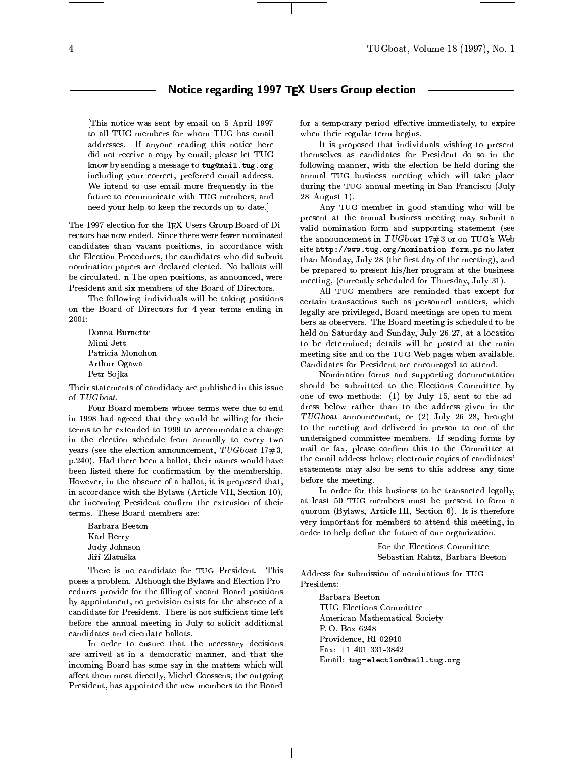## Notice regarding 1997 TEX Users Group election

[This notice was sent by email on 5 April 1997 to all TUG members for whom TUG has email addresses. If anyone reading this notice here did not receive a copy by email, please let TUG know by sending a message to **tug@mail.tug.org** including your correct, preferred email address. We intend to use email more frequently in the future to communicate with TUG members, and need your help to keep the records up to date.]

The 1997 election for the TEX Users Group Board of Directors has now ended. Since there were fewer nominated candidates than vacant positions, in accordance with the Election Procedures, the candidates who did submit nomination papers are declared elected. No ballots will be circulated. n The open positions, as announced, were President and six members of the Board of Directors.

The following individuals will be taking positions on the Board of Directors for 4-year terms ending in 2001:

Donna Burnette
Mimi Jett
Patricia Monohon
Arthur Ogawa
Petr Sojka

Their statements of candidacy are published in this issue of *TUGboat*.

Four Board members whose terms were due to end in 1998 had agreed that they would be willing for their terms to be extended to 1999 to accommodate a change in the election schedule from annually to every two years (see the election announcement, *TUGboat* 17#3, p.240). Had there been a ballot, their names would have been listed there for confirmation by the membership. However, in the absence of a ballot, it is proposed that, in accordance with the Bylaws (Article VII, Section 10), the incoming President confirm the extension of their terms. These Board members are:

Barbara Beeton
Karl Berry
Judy Johnson
Jiří Zlatuška

There is no candidate for TUG President. This poses a problem. Although the Bylaws and Election Procedures provide for the filling of vacant Board positions by appointment, no provision exists for the absence of a candidate for President. There is not sufficient time left before the annual meeting in July to solicit additional candidates and circulate ballots.

In order to ensure that the necessary decisions are arrived at in a democratic manner, and that the incoming Board has some say in the matters which will affect them most directly, Michel Goossens, the outgoing President, has appointed the new members to the Board for a temporary period effective immediately, to expire when their regular term begins.

It is proposed that individuals wishing to present themselves as candidates for President do so in the following manner, with the election be held during the annual TUG business meeting which will take place during the TUG annual meeting in San Francisco (July 28–August 1).

Any TUG member in good standing who will be present at the annual business meeting may submit a valid nomination form and supporting statement (see the announcement in *TUGboat* 17#3 or on TUG's Web site **http://www.tug.org/nomination-form.ps** no later than Monday, July 28 (the first day of the meeting), and be prepared to present his/her program at the business meeting, (currently scheduled for Thursday, July 31).

All TUG members are reminded that except for certain transactions such as personnel matters, which legally are privileged, Board meetings are open to members as observers. The Board meeting is scheduled to be held on Saturday and Sunday, July 26-27, at a location to be determined; details will be posted at the main meeting site and on the TUG Web pages when available. Candidates for President are encouraged to attend.

Nomination forms and supporting documentation should be submitted to the Elections Committee by one of two methods: (1) by July 15, sent to the address below rather than to the address given in the *TUGboat* announcement, or (2) July 26–28, brought to the meeting and delivered in person to one of the undersigned committee members. If sending forms by mail or fax, please confirm this to the Committee at the email address below; electronic copies of candidates' statements may also be sent to this address any time before the meeting.

In order for this business to be transacted legally, at least 50 TUG members must be present to form a quorum (Bylaws, Article III, Section 6). It is therefore very important for members to attend this meeting, in order to help define the future of our organization.

For the Elections Committee
Sebastian Rahtz, Barbara Beeton

Address for submission of nominations for TUG President:

Barbara Beeton
TUG Elections Committee
American Mathematical Society
P. O. Box 6248
Providence, RI 02940
Fax: +1 401 331-3842
Email: **tug-election@mail.tug.org**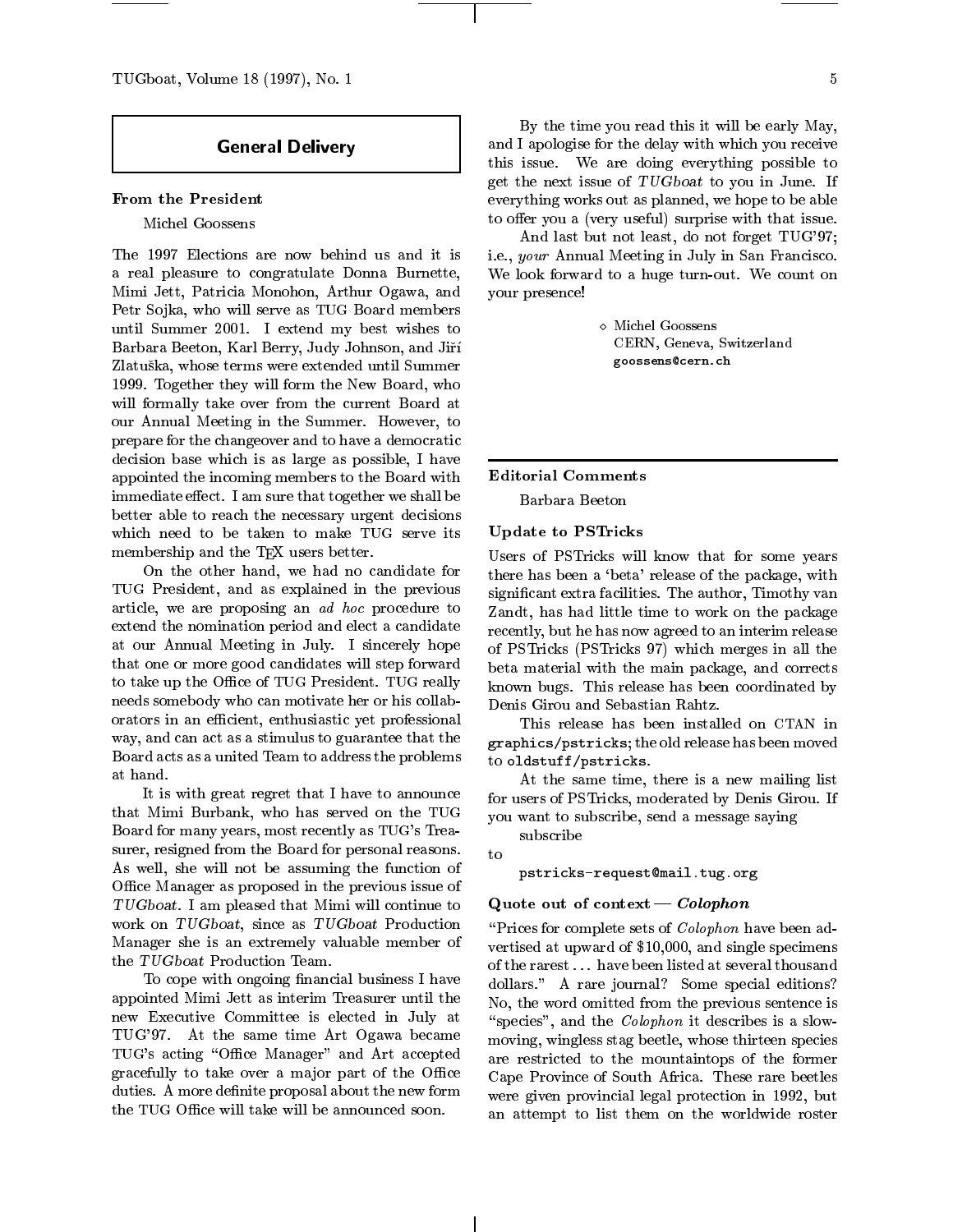# General Delivery

## From the President

Michel Goossens

The 1997 Elections are now behind us and it is a real pleasure to congratulate Donna Burnette, Mimi Jett, Patricia Monohon, Arthur Ogawa, and Petr Sojka, who will serve as TUG Board members until Summer 2001. I extend my best wishes to Barbara Beeton, Karl Berry, Judy Johnson, and Jiří Zlatuška, whose terms were extended until Summer 1999. Together they will form the New Board, who will formally take over from the current Board at our Annual Meeting in the Summer. However, to prepare for the changeover and to have a democratic decision base which is as large as possible, I have appointed the incoming members to the Board with immediate effect. I am sure that together we shall be better able to reach the necessary urgent decisions which need to be taken to make TUG serve its membership and the TEX users better.

On the other hand, we had no candidate for TUG President, and as explained in the previous article, we are proposing an *ad hoc* procedure to extend the nomination period and elect a candidate at our Annual Meeting in July. I sincerely hope that one or more good candidates will step forward to take up the Office of TUG President. TUG really needs somebody who can motivate her or his collaborators in an efficient, enthusiastic yet professional way, and can act as a stimulus to guarantee that the Board acts as a united Team to address the problems at hand.

It is with great regret that I have to announce that Mimi Burbank, who has served on the TUG Board for many years, most recently as TUG's Treasurer, resigned from the Board for personal reasons. As well, she will not be assuming the function of Office Manager as proposed in the previous issue of *TUGboat*. I am pleased that Mimi will continue to work on *TUGboat*, since as *TUGboat* Production Manager she is an extremely valuable member of the *TUGboat* Production Team.

To cope with ongoing financial business I have appointed Mimi Jett as interim Treasurer until the new Executive Committee is elected in July at TUG'97. At the same time Art Ogawa became TUG's acting "Office Manager" and Art accepted gracefully to take over a major part of the Office duties. A more definite proposal about the new form the TUG Office will take will be announced soon.

By the time you read this it will be early May, and I apologise for the delay with which you receive this issue. We are doing everything possible to get the next issue of *TUGboat* to you in June. If everything works out as planned, we hope to be able to offer you a (very useful) surprise with that issue.

And last but not least, do not forget TUG'97; i.e., *your* Annual Meeting in July in San Francisco. We look forward to a huge turn-out. We count on your presence!

⋄ Michel Goossens
CERN, Geneva, Switzerland
goossens@cern.ch

## Editorial Comments

Barbara Beeton

### Update to PSTricks

Users of PSTricks will know that for some years there has been a 'beta' release of the package, with significant extra facilities. The author, Timothy van Zandt, has had little time to work on the package recently, but he has now agreed to an interim release of PSTricks (PSTricks 97) which merges in all the beta material with the main package, and corrects known bugs. This release has been coordinated by Denis Girou and Sebastian Rahtz.

This release has been installed on CTAN in `graphics/pstricks`; the old release has been moved to `oldstuff/pstricks`.

At the same time, there is a new mailing list for users of PSTricks, moderated by Denis Girou. If you want to subscribe, send a message saying

subscribe

to

`pstricks-request@mail.tug.org`

### Quote out of context — *Colophon*

"Prices for complete sets of *Colophon* have been advertised at upward of $10,000, and single specimens of the rarest ... have been listed at several thousand dollars." A rare journal? Some special editions? No, the word omitted from the previous sentence is "species", and the *Colophon* it describes is a slow-moving, wingless stag beetle, whose thirteen species are restricted to the mountaintops of the former Cape Province of South Africa. These rare beetles were given provincial legal protection in 1992, but an attempt to list them on the worldwide roster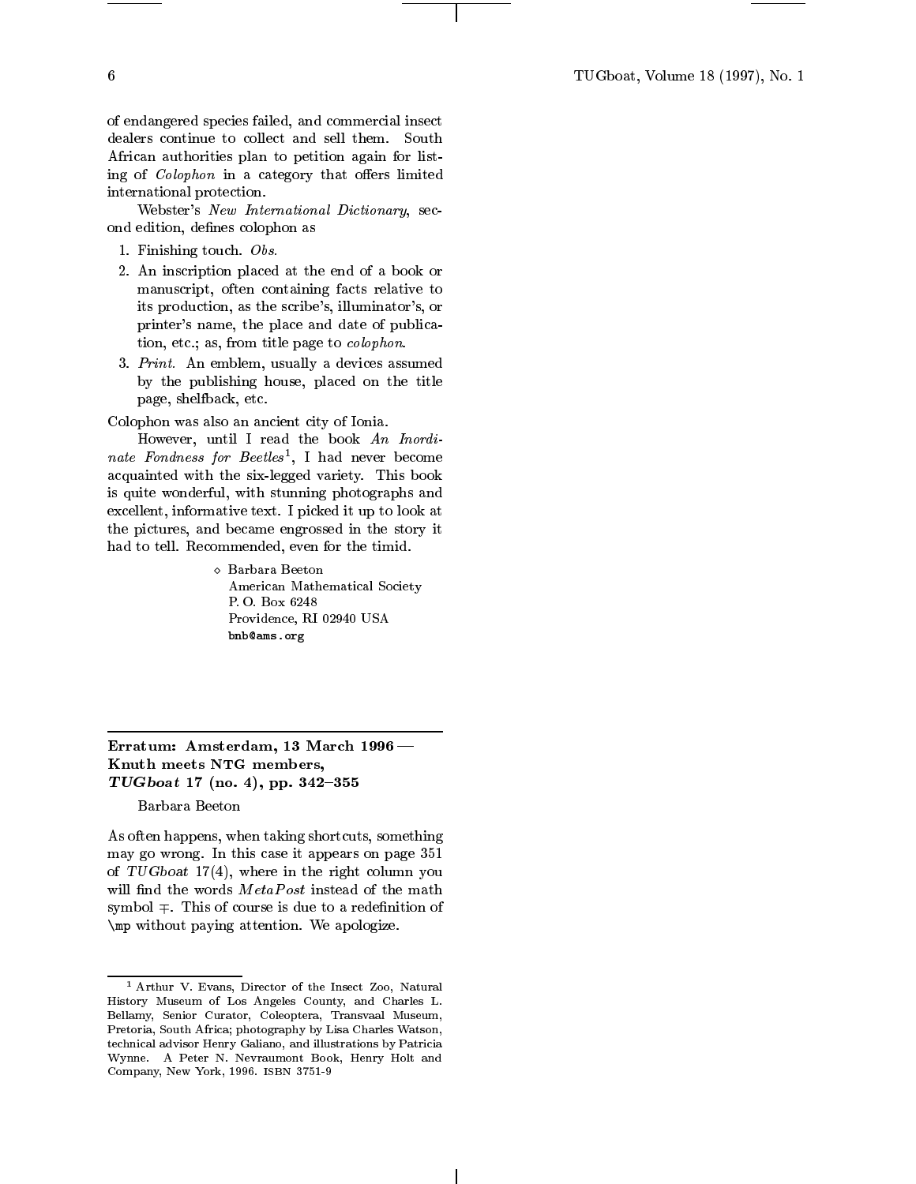of endangered species failed, and commercial insect dealers continue to collect and sell them. South African authorities plan to petition again for listing of *Colophon* in a category that offers limited international protection.

Webster's *New International Dictionary*, second edition, defines colophon as

1. Finishing touch. *Obs.*
2. An inscription placed at the end of a book or manuscript, often containing facts relative to its production, as the scribe's, illuminator's, or printer's name, the place and date of publication, etc.; as, from title page to *colophon*.
3. *Print.* An emblem, usually a devices assumed by the publishing house, placed on the title page, shelfback, etc.

Colophon was also an ancient city of Ionia.

However, until I read the book *An Inordinate Fondness for Beetles*[1], I had never become acquainted with the six-legged variety. This book is quite wonderful, with stunning photographs and excellent, informative text. I picked it up to look at the pictures, and became engrossed in the story it had to tell. Recommended, even for the timid.

◇ Barbara Beeton
American Mathematical Society
P. O. Box 6248
Providence, RI 02940 USA
`bnb@ams.org`

---

**Erratum: Amsterdam, 13 March 1996 — Knuth meets NTG members, *TUGboat* 17 (no. 4), pp. 342–355**

Barbara Beeton

As often happens, when taking shortcuts, something may go wrong. In this case it appears on page 351 of *TUGboat* 17(4), where in the right column you will find the words *MetaPost* instead of the math symbol $\mp$. This of course is due to a redefinition of `\mp` without paying attention. We apologize.

[1] Arthur V. Evans, Director of the Insect Zoo, Natural History Museum of Los Angeles County, and Charles L. Bellamy, Senior Curator, Coleoptera, Transvaal Museum, Pretoria, South Africa; photography by Lisa Charles Watson, technical advisor Henry Galiano, and illustrations by Patricia Wynne. A Peter N. Nevraumont Book, Henry Holt and Company, New York, 1996. ISBN 3751-9